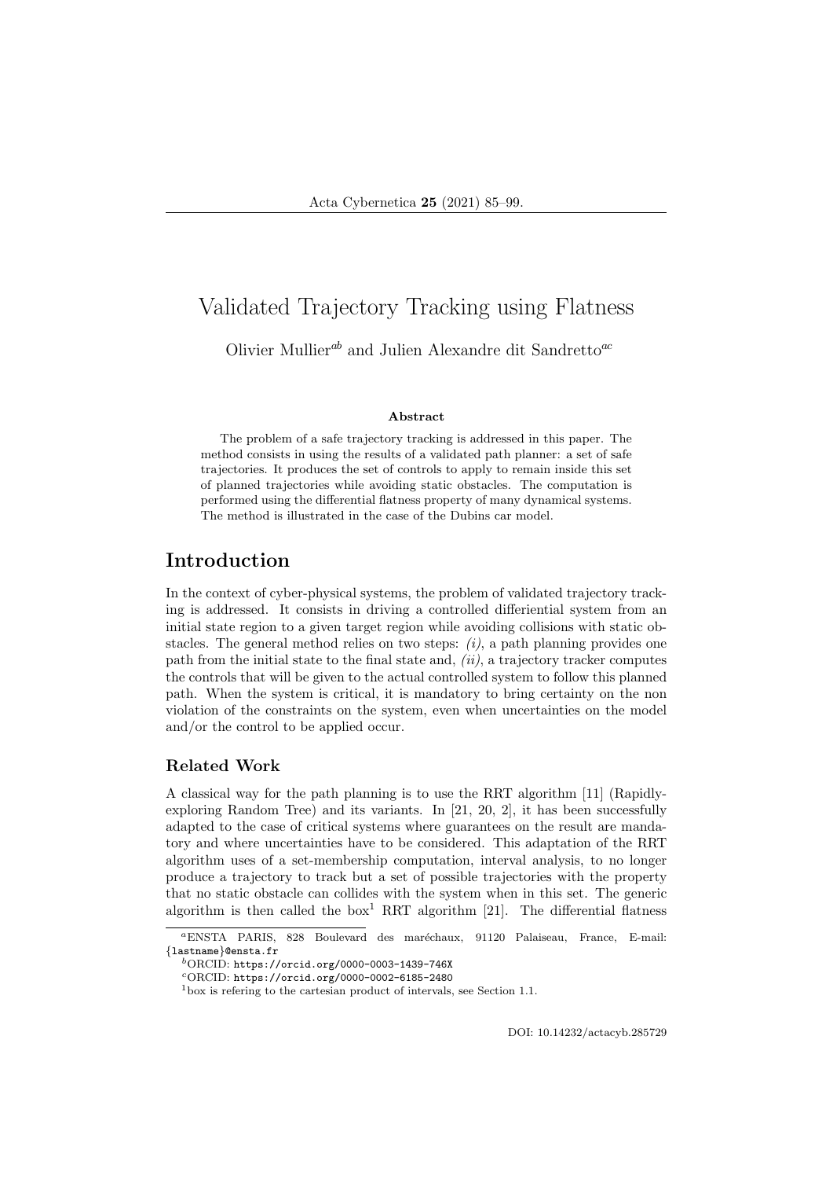# Validated Trajectory Tracking using Flatness

Olivier Mullier[ab] and Julien Alexandre dit Sandretto[ac]

**Abstract**

The problem of a safe trajectory tracking is addressed in this paper. The method consists in using the results of a validated path planner: a set of safe trajectories. It produces the set of controls to apply to remain inside this set of planned trajectories while avoiding static obstacles. The computation is performed using the differential flatness property of many dynamical systems. The method is illustrated in the case of the Dubins car model.

## Introduction

In the context of cyber-physical systems, the problem of validated trajectory tracking is addressed. It consists in driving a controlled differential system from an initial state region to a given target region while avoiding collisions with static obstacles. The general method relies on two steps: *(i)*, a path planning provides one path from the initial state to the final state and, *(ii)*, a trajectory tracker computes the controls that will be given to the actual controlled system to follow this planned path. When the system is critical, it is mandatory to bring certainty on the non violation of the constraints on the system, even when uncertainties on the model and/or the control to be applied occur.

### Related Work

A classical way for the path planning is to use the RRT algorithm [11] (Rapidly-exploring Random Tree) and its variants. In [21, 20, 2], it has been successfully adapted to the case of critical systems where guarantees on the result are mandatory and where uncertainties have to be considered. This adaptation of the RRT algorithm uses of a set-membership computation, interval analysis, to no longer produce a trajectory to track but a set of possible trajectories with the property that no static obstacle can collides with the system when in this set. The generic algorithm is then called the box[1] RRT algorithm [21]. The differential flatness

---

[a]ENSTA PARIS, 828 Boulevard des maréchaux, 91120 Palaiseau, France, E-mail: {lastname}@ensta.fr

[b]ORCID: https://orcid.org/0000-0003-1439-746X

[c]ORCID: https://orcid.org/0000-0002-6185-2480

[1]box is refering to the cartesian product of intervals, see Section 1.1.

DOI: 10.14232/actacyb.285729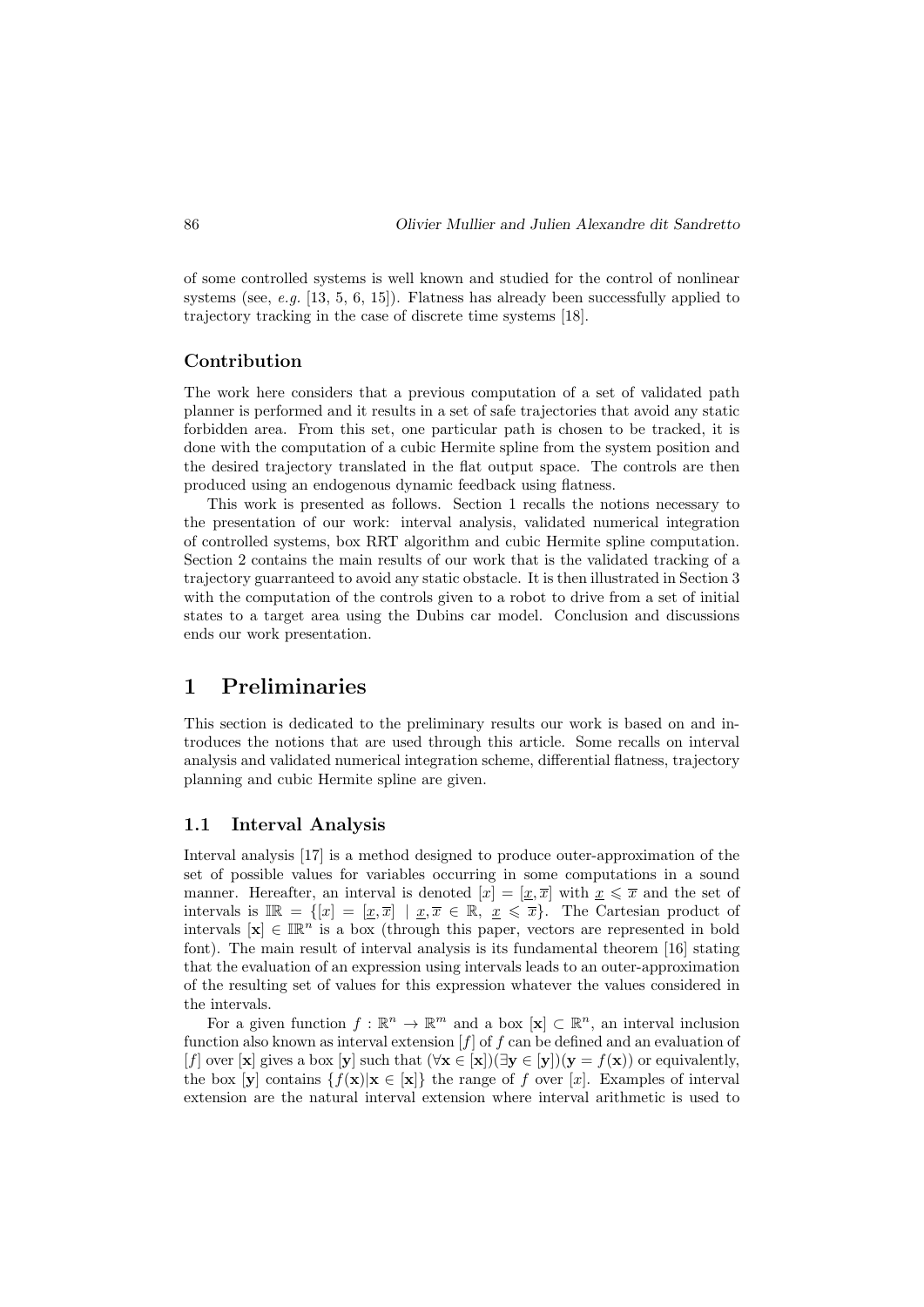of some controlled systems is well known and studied for the control of nonlinear systems (see, *e.g.* [13, 5, 6, 15]). Flatness has already been successfully applied to trajectory tracking in the case of discrete time systems [18].

### Contribution

The work here considers that a previous computation of a set of validated path planner is performed and it results in a set of safe trajectories that avoid any static forbidden area. From this set, one particular path is chosen to be tracked, it is done with the computation of a cubic Hermite spline from the system position and the desired trajectory translated in the flat output space. The controls are then produced using an endogenous dynamic feedback using flatness.

This work is presented as follows. Section 1 recalls the notions necessary to the presentation of our work: interval analysis, validated numerical integration of controlled systems, box RRT algorithm and cubic Hermite spline computation. Section 2 contains the main results of our work that is the validated tracking of a trajectory guarranteed to avoid any static obstacle. It is then illustrated in Section 3 with the computation of the controls given to a robot to drive from a set of initial states to a target area using the Dubins car model. Conclusion and discussions ends our work presentation.

## 1 Preliminaries

This section is dedicated to the preliminary results our work is based on and introduces the notions that are used through this article. Some recalls on interval analysis and validated numerical integration scheme, differential flatness, trajectory planning and cubic Hermite spline are given.

### 1.1 Interval Analysis

Interval analysis [17] is a method designed to produce outer-approximation of the set of possible values for variables occurring in some computations in a sound manner. Hereafter, an interval is denoted $[x] = [\underline{x}, \overline{x}]$ with $\underline{x} \leqslant \overline{x}$ and the set of intervals is $\mathbb{IR} = \{[x] = [\underline{x}, \overline{x}] \mid \underline{x}, \overline{x} \in \mathbb{R},\ \underline{x} \leqslant \overline{x}\}$. The Cartesian product of intervals $[\mathbf{x}] \in \mathbb{IR}^n$ is a box (through this paper, vectors are represented in bold font). The main result of interval analysis is its fundamental theorem [16] stating that the evaluation of an expression using intervals leads to an outer-approximation of the resulting set of values for this expression whatever the values considered in the intervals.

For a given function $f : \mathbb{R}^n \to \mathbb{R}^m$ and a box $[\mathbf{x}] \subset \mathbb{R}^n$, an interval inclusion function also known as interval extension $[f]$ of $f$ can be defined and an evaluation of $[f]$ over $[\mathbf{x}]$ gives a box $[\mathbf{y}]$ such that $(\forall \mathbf{x} \in [\mathbf{x}])(\exists \mathbf{y} \in [\mathbf{y}])(\mathbf{y} = f(\mathbf{x}))$ or equivalently, the box $[\mathbf{y}]$ contains $\{f(\mathbf{x}) | \mathbf{x} \in [\mathbf{x}]\}$ the range of $f$ over $[x]$. Examples of interval extension are the natural interval extension where interval arithmetic is used to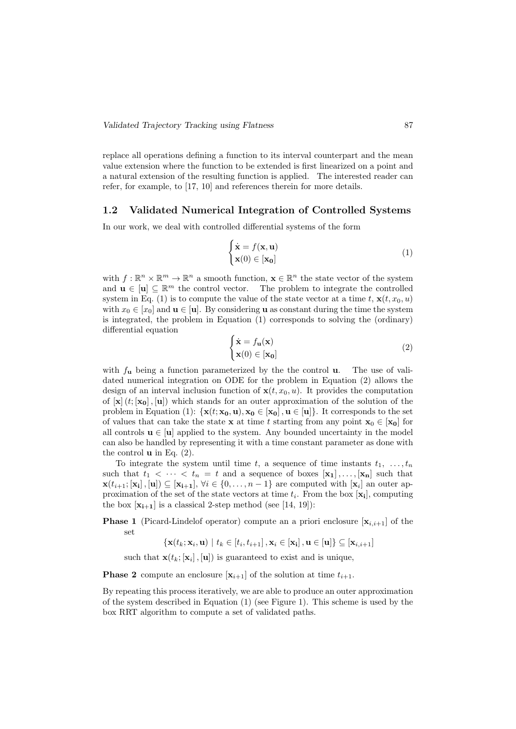replace all operations defining a function to its interval counterpart and the mean value extension where the function to be extended is first linearized on a point and a natural extension of the resulting function is applied. The interested reader can refer, for example, to [17, 10] and references therein for more details.

## 1.2 Validated Numerical Integration of Controlled Systems

In our work, we deal with controlled differential systems of the form

$$\begin{cases} \dot{\mathbf{x}} = f(\mathbf{x}, \mathbf{u}) \\ \mathbf{x}(0) \in [\mathbf{x_0}] \end{cases} \tag{1}$$

with $f : \mathbb{R}^n \times \mathbb{R}^m \to \mathbb{R}^n$ a smooth function, $\mathbf{x} \in \mathbb{R}^n$ the state vector of the system and $\mathbf{u} \in [\mathbf{u}] \subseteq \mathbb{R}^m$ the control vector. The problem to integrate the controlled system in Eq. (1) is to compute the value of the state vector at a time $t$, $\mathbf{x}(t, x_0, u)$ with $x_0 \in [x_0]$ and $\mathbf{u} \in [\mathbf{u}]$. By considering $\mathbf{u}$ as constant during the time the system is integrated, the problem in Equation (1) corresponds to solving the (ordinary) differential equation

$$\begin{cases} \dot{\mathbf{x}} = f_{\mathbf{u}}(\mathbf{x}) \\ \mathbf{x}(0) \in [\mathbf{x_0}] \end{cases} \tag{2}$$

with $f_{\mathbf{u}}$ being a function parameterized by the the control $\mathbf{u}$. The use of validated numerical integration on ODE for the problem in Equation (2) allows the design of an interval inclusion function of $\mathbf{x}(t, x_0, u)$. It provides the computation of $[\mathbf{x}]\,(t; [\mathbf{x_0}], [\mathbf{u}])$ which stands for an outer approximation of the solution of the problem in Equation (1): $\{\mathbf{x}(t; \mathbf{x_0}, \mathbf{u}), \mathbf{x_0} \in [\mathbf{x_0}], \mathbf{u} \in [\mathbf{u}]\}$. It corresponds to the set of values that can take the state $\mathbf{x}$ at time $t$ starting from any point $\mathbf{x}_0 \in [\mathbf{x_0}]$ for all controls $\mathbf{u} \in [\mathbf{u}]$ applied to the system. Any bounded uncertainty in the model can also be handled by representing it with a time constant parameter as done with the control $\mathbf{u}$ in Eq. (2).

To integrate the system until time $t$, a sequence of time instants $t_1, \ldots, t_n$ such that $t_1 < \cdots < t_n = t$ and a sequence of boxes $[\mathbf{x_1}], \ldots, [\mathbf{x_n}]$ such that $\mathbf{x}(t_{i+1}; [\mathbf{x_i}], [\mathbf{u}]) \subseteq [\mathbf{x_{i+1}}]$, $\forall i \in \{0, \ldots, n-1\}$ are computed with $[\mathbf{x}_i]$ an outer approximation of the set of the state vectors at time $t_i$. From the box $[\mathbf{x_i}]$, computing the box $[\mathbf{x_{i+1}}]$ is a classical 2-step method (see [14, 19]):

**Phase 1** (Picard-Lindelof operator) compute an a priori enclosure $[\mathbf{x}_{i,i+1}]$ of the set

$$\{\mathbf{x}(t_k; \mathbf{x}_i, \mathbf{u}) \mid t_k \in [t_i, t_{i+1}], \mathbf{x}_i \in [\mathbf{x_i}], \mathbf{u} \in [\mathbf{u}]\} \subseteq [\mathbf{x}_{i,i+1}]$$

such that $\mathbf{x}(t_k; [\mathbf{x}_i], [\mathbf{u}])$ is guaranteed to exist and is unique,

**Phase 2** compute an enclosure $[\mathbf{x}_{i+1}]$ of the solution at time $t_{i+1}$.

By repeating this process iteratively, we are able to produce an outer approximation of the system described in Equation (1) (see Figure 1). This scheme is used by the box RRT algorithm to compute a set of validated paths.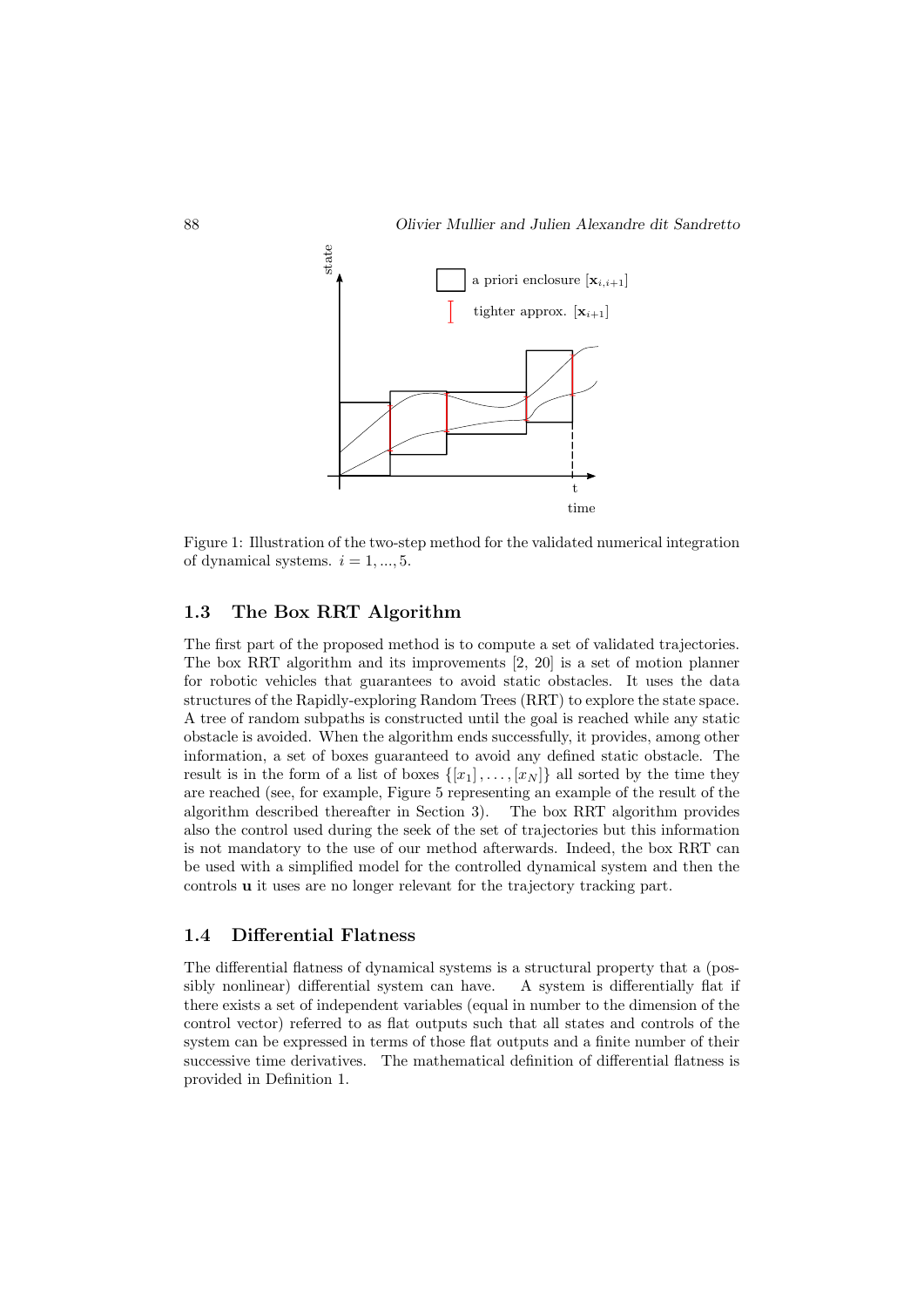Figure 1: Illustration of the two-step method for the validated numerical integration of dynamical systems. $i = 1, ..., 5$.

### 1.3 The Box RRT Algorithm

The first part of the proposed method is to compute a set of validated trajectories. The box RRT algorithm and its improvements [2, 20] is a set of motion planner for robotic vehicles that guarantees to avoid static obstacles. It uses the data structures of the Rapidly-exploring Random Trees (RRT) to explore the state space. A tree of random subpaths is constructed until the goal is reached while any static obstacle is avoided. When the algorithm ends successfully, it provides, among other information, a set of boxes guaranteed to avoid any defined static obstacle. The result is in the form of a list of boxes $\{[x_1], \ldots, [x_N]\}$ all sorted by the time they are reached (see, for example, Figure 5 representing an example of the result of the algorithm described thereafter in Section 3). The box RRT algorithm provides also the control used during the seek of the set of trajectories but this information is not mandatory to the use of our method afterwards. Indeed, the box RRT can be used with a simplified model for the controlled dynamical system and then the controls $\mathbf{u}$ it uses are no longer relevant for the trajectory tracking part.

### 1.4 Differential Flatness

The differential flatness of dynamical systems is a structural property that a (possibly nonlinear) differential system can have. A system is differentially flat if there exists a set of independent variables (equal in number to the dimension of the control vector) referred to as flat outputs such that all states and controls of the system can be expressed in terms of those flat outputs and a finite number of their successive time derivatives. The mathematical definition of differential flatness is provided in Definition 1.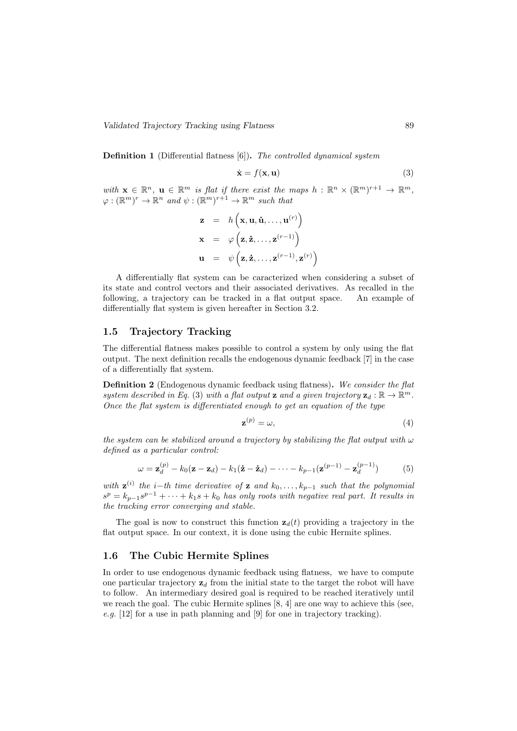**Definition 1** (Differential flatness [6])**.** *The controlled dynamical system*

$$\dot{\mathbf{x}} = f(\mathbf{x}, \mathbf{u}) \tag{3}$$

*with* $\mathbf{x} \in \mathbb{R}^n$*,* $\mathbf{u} \in \mathbb{R}^m$ *is flat if there exist the maps* $h : \mathbb{R}^n \times (\mathbb{R}^m)^{r+1} \to \mathbb{R}^m$*,* $\varphi : (\mathbb{R}^m)^r \to \mathbb{R}^n$ *and* $\psi : (\mathbb{R}^m)^{r+1} \to \mathbb{R}^m$ *such that*

$$\begin{aligned}
\mathbf{z} &= h\left(\mathbf{x}, \mathbf{u}, \dot{\mathbf{u}}, \dots, \mathbf{u}^{(r)}\right) \\
\mathbf{x} &= \varphi\left(\mathbf{z}, \dot{\mathbf{z}}, \dots, \mathbf{z}^{(r-1)}\right) \\
\mathbf{u} &= \psi\left(\mathbf{z}, \dot{\mathbf{z}}, \dots, \mathbf{z}^{(r-1)}, \mathbf{z}^{(r)}\right)
\end{aligned}$$

A differentially flat system can be caracterized when considering a subset of its state and control vectors and their associated derivatives. As recalled in the following, a trajectory can be tracked in a flat output space. An example of differentially flat system is given hereafter in Section 3.2.

## 1.5 Trajectory Tracking

The differential flatness makes possible to control a system by only using the flat output. The next definition recalls the endogenous dynamic feedback [7] in the case of a differentially flat system.

**Definition 2** (Endogenous dynamic feedback using flatness)**.** *We consider the flat system described in Eq.* (3) *with a flat output* $\mathbf{z}$ *and a given trajectory* $\mathbf{z}_d : \mathbb{R} \to \mathbb{R}^m$*. Once the flat system is differentiated enough to get an equation of the type*

$$\mathbf{z}^{(p)} = \omega, \tag{4}$$

*the system can be stabilized around a trajectory by stabilizing the flat output with* $\omega$ *defined as a particular control:*

$$\omega = \mathbf{z}_d^{(p)} - k_0(\mathbf{z} - \mathbf{z}_d) - k_1(\dot{\mathbf{z}} - \dot{\mathbf{z}}_d) - \dots - k_{p-1}(\mathbf{z}^{(p-1)} - \mathbf{z}_d^{(p-1)}) \tag{5}$$

*with* $\mathbf{z}^{(i)}$ *the* $i-th$ *time derivative of* $\mathbf{z}$ *and* $k_0, \dots, k_{p-1}$ *such that the polynomial* $s^p = k_{p-1}s^{p-1} + \dots + k_1 s + k_0$ *has only roots with negative real part. It results in the tracking error converging and stable.*

The goal is now to construct this function $\mathbf{z}_d(t)$ providing a trajectory in the flat output space. In our context, it is done using the cubic Hermite splines.

## 1.6 The Cubic Hermite Splines

In order to use endogenous dynamic feedback using flatness, we have to compute one particular trajectory $\mathbf{z}_d$ from the initial state to the target the robot will have to follow. An intermediary desired goal is required to be reached iteratively until we reach the goal. The cubic Hermite splines [8, 4] are one way to achieve this (see, *e.g.* [12] for a use in path planning and [9] for one in trajectory tracking).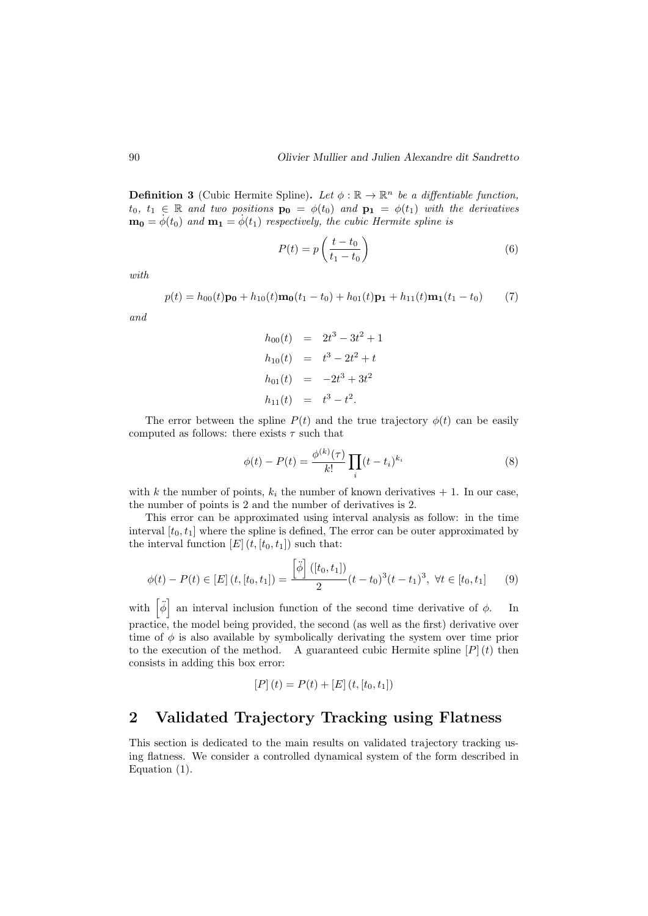**Definition 3** (Cubic Hermite Spline). *Let $\phi : \mathbb{R} \to \mathbb{R}^n$ be a diffentiable function, $t_0,\ t_1 \in \mathbb{R}$ and two positions $\mathbf{p_0} = \phi(t_0)$ and $\mathbf{p_1} = \phi(t_1)$ with the derivatives $\mathbf{m_0} = \dot{\phi}(t_0)$ and $\mathbf{m_1} = \dot{\phi}(t_1)$ respectively, the cubic Hermite spline is*

$$P(t) = p\left(\frac{t - t_0}{t_1 - t_0}\right) \tag{6}$$

*with*

$$p(t) = h_{00}(t)\mathbf{p_0} + h_{10}(t)\mathbf{m_0}(t_1 - t_0) + h_{01}(t)\mathbf{p_1} + h_{11}(t)\mathbf{m_1}(t_1 - t_0) \tag{7}$$

*and*

$$\begin{aligned} h_{00}(t) &= 2t^3 - 3t^2 + 1 \\ h_{10}(t) &= t^3 - 2t^2 + t \\ h_{01}(t) &= -2t^3 + 3t^2 \\ h_{11}(t) &= t^3 - t^2. \end{aligned}$$

The error between the spline $P(t)$ and the true trajectory $\phi(t)$ can be easily computed as follows: there exists $\tau$ such that

$$\phi(t) - P(t) = \frac{\phi^{(k)}(\tau)}{k!}\prod_i (t - t_i)^{k_i} \tag{8}$$

with $k$ the number of points, $k_i$ the number of known derivatives + 1. In our case, the number of points is 2 and the number of derivatives is 2.

This error can be approximated using interval analysis as follow: in the time interval $[t_0, t_1]$ where the spline is defined, The error can be outer approximated by the interval function $[E](t, [t_0, t_1])$ such that:

$$\phi(t) - P(t) \in [E](t, [t_0, t_1]) = \frac{\left[\ddot{\phi}\right]([t_0, t_1])}{2}(t - t_0)^3(t - t_1)^3,\ \forall t \in [t_0, t_1] \tag{9}$$

with $\left[\ddot{\phi}\right]$ an interval inclusion function of the second time derivative of $\phi$. In practice, the model being provided, the second (as well as the first) derivative over time of $\phi$ is also available by symbolically derivating the system over time prior to the execution of the method. A guaranteed cubic Hermite spline $[P](t)$ then consists in adding this box error:

$$[P](t) = P(t) + [E](t, [t_0, t_1])$$

## 2 Validated Trajectory Tracking using Flatness

This section is dedicated to the main results on validated trajectory tracking using flatness. We consider a controlled dynamical system of the form described in Equation (1).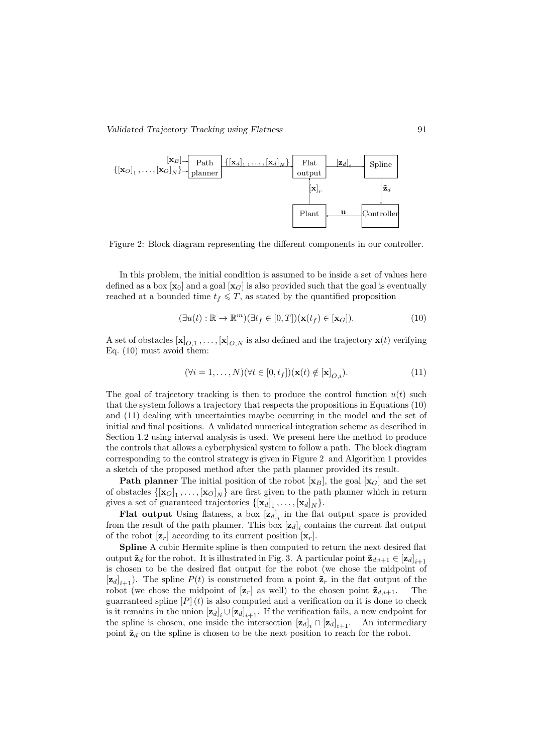Figure 2: Block diagram representing the different components in our controller.

In this problem, the initial condition is assumed to be inside a set of values here defined as a box $[\mathbf{x}_0]$ and a goal $[\mathbf{x}_G]$ is also provided such that the goal is eventually reached at a bounded time $t_f \leqslant T$, as stated by the quantified proposition

$$(\exists u(t) : \mathbb{R} \to \mathbb{R}^m)(\exists t_f \in [0, T])(\mathbf{x}(t_f) \in [\mathbf{x}_G]). \tag{10}$$

A set of obstacles $[\mathbf{x}]_{O,1}, \ldots, [\mathbf{x}]_{O,N}$ is also defined and the trajectory $\mathbf{x}(t)$ verifying Eq. (10) must avoid them:

$$(\forall i = 1, \ldots, N)(\forall t \in [0, t_f])(\mathbf{x}(t) \notin [\mathbf{x}]_{O,i}). \tag{11}$$

The goal of trajectory tracking is then to produce the control function $u(t)$ such that the system follows a trajectory that respects the propositions in Equations (10) and (11) dealing with uncertainties maybe occurring in the model and the set of initial and final positions. A validated numerical integration scheme as described in Section 1.2 using interval analysis is used. We present here the method to produce the controls that allows a cyberphysical system to follow a path. The block diagram corresponding to the control strategy is given in Figure 2 and Algorithm 1 provides a sketch of the proposed method after the path planner provided its result.

**Path planner** The initial position of the robot $[\mathbf{x}_B]$, the goal $[\mathbf{x}_G]$ and the set of obstacles $\{[\mathbf{x}_O]_1, \ldots, [\mathbf{x}_O]_N\}$ are first given to the path planner which in return gives a set of guaranteed trajectories $\{[\mathbf{x}_d]_1, \ldots, [\mathbf{x}_d]_N\}$.

**Flat output** Using flatness, a box $[\mathbf{z}_d]_i$ in the flat output space is provided from the result of the path planner. This box $[\mathbf{z}_d]_i$ contains the current flat output of the robot $[\mathbf{z}_r]$ according to its current position $[\mathbf{x}_r]$.

**Spline** A cubic Hermite spline is then computed to return the next desired flat output $\tilde{\mathbf{z}}_d$ for the robot. It is illustrated in Fig. 3. A particular point $\tilde{\mathbf{z}}_{d;i+1} \in [\mathbf{z}_d]_{i+1}$ is chosen to be the desired flat output for the robot (we chose the midpoint of $[\mathbf{z}_d]_{i+1}$). The spline $P(t)$ is constructed from a point $\tilde{\mathbf{z}}_r$ in the flat output of the robot (we chose the midpoint of $[\mathbf{z}_r]$ as well) to the chosen point $\tilde{\mathbf{z}}_{d,i+1}$. The guarranteed spline $[P](t)$ is also computed and a verification on it is done to check is it remains in the union $[\mathbf{z}_d]_i \cup [\mathbf{z}_d]_{i+1}$. If the verification fails, a new endpoint for the spline is chosen, one inside the intersection $[\mathbf{z}_d]_i \cap [\mathbf{z}_d]_{i+1}$. An intermediary point $\tilde{\mathbf{z}}_d$ on the spline is chosen to be the next position to reach for the robot.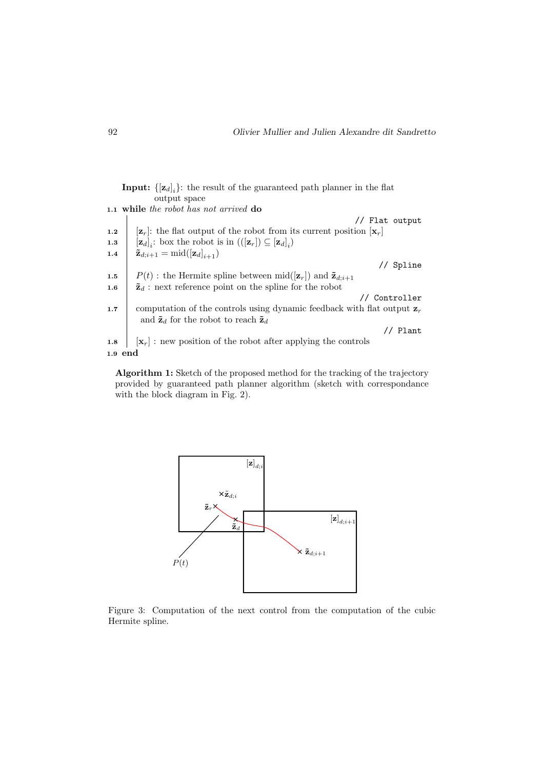**Input:** $\{[\mathbf{z}_d]_i\}$: the result of the guaranteed path planner in the flat output space

```
1.1 while the robot has not arrived do
                                                        // Flat output
1.2     [z_r]: the flat output of the robot from its current position [x_r]
1.3     [z_d]_i: box the robot is in (([z_r]) ⊆ [z_d]_i)
1.4     z̃_{d;i+1} = mid([z_d]_{i+1})
                                                        // Spline
1.5     P(t) : the Hermite spline between mid([z_r]) and z̃_{d;i+1}
1.6     z̃_d : next reference point on the spline for the robot
                                                        // Controller
1.7     computation of the controls using dynamic feedback with flat output z_r
          and z̃_d for the robot to reach z̃_d
                                                        // Plant
1.8     [x_r] : new position of the robot after applying the controls
1.9 end
```

**Algorithm 1:** Sketch of the proposed method for the tracking of the trajectory provided by guaranteed path planner algorithm (sketch with correspondance with the block diagram in Fig. 2).

Figure 3: Computation of the next control from the computation of the cubic Hermite spline.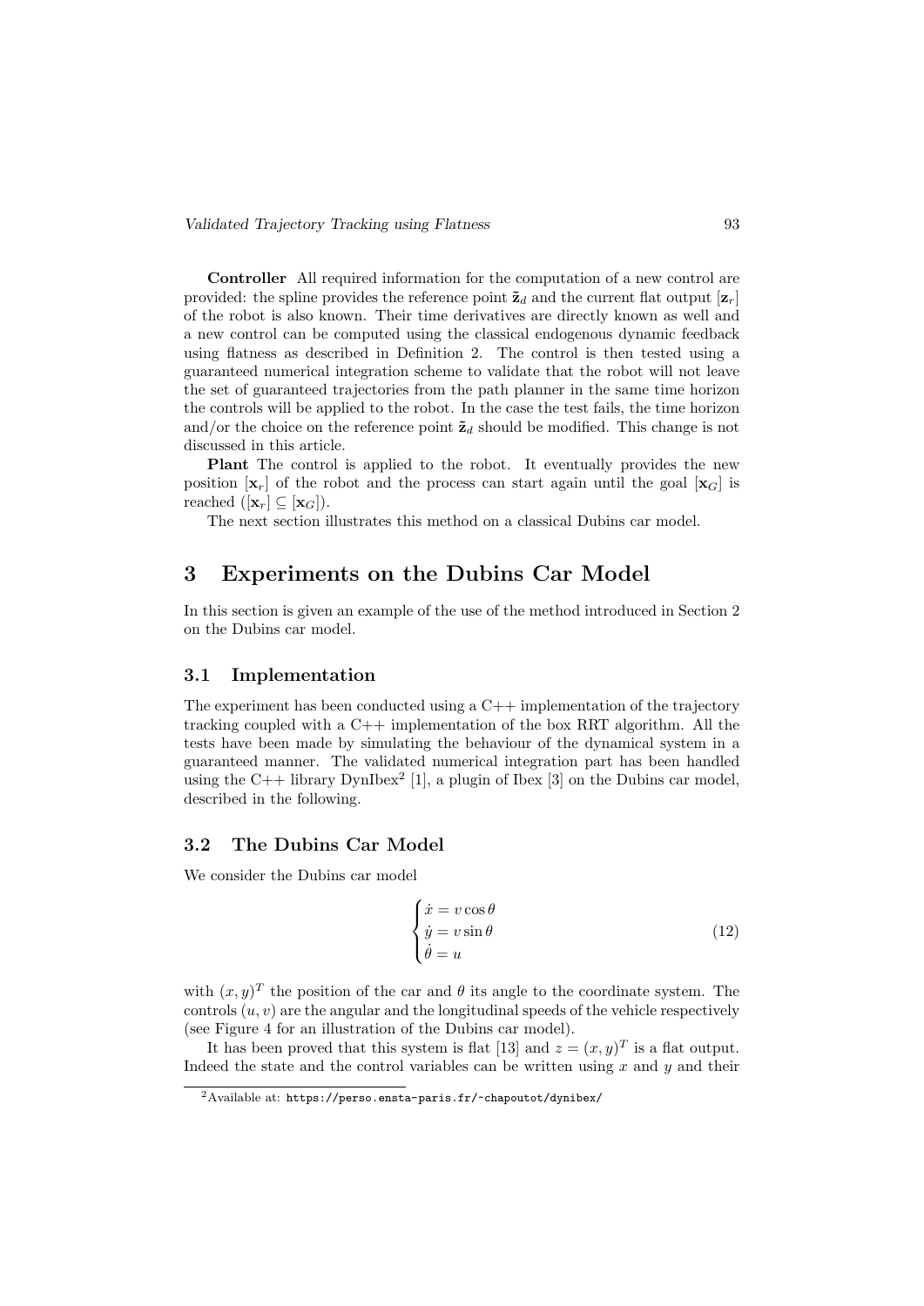**Controller** All required information for the computation of a new control are provided: the spline provides the reference point $\tilde{\mathbf{z}}_d$ and the current flat output $[\mathbf{z}_r]$ of the robot is also known. Their time derivatives are directly known as well and a new control can be computed using the classical endogenous dynamic feedback using flatness as described in Definition 2. The control is then tested using a guaranteed numerical integration scheme to validate that the robot will not leave the set of guaranteed trajectories from the path planner in the same time horizon the controls will be applied to the robot. In the case the test fails, the time horizon and/or the choice on the reference point $\tilde{\mathbf{z}}_d$ should be modified. This change is not discussed in this article.

**Plant** The control is applied to the robot. It eventually provides the new position $[\mathbf{x}_r]$ of the robot and the process can start again until the goal $[\mathbf{x}_G]$ is reached ($[\mathbf{x}_r] \subseteq [\mathbf{x}_G]$).

The next section illustrates this method on a classical Dubins car model.

# 3 Experiments on the Dubins Car Model

In this section is given an example of the use of the method introduced in Section 2 on the Dubins car model.

## 3.1 Implementation

The experiment has been conducted using a C++ implementation of the trajectory tracking coupled with a C++ implementation of the box RRT algorithm. All the tests have been made by simulating the behaviour of the dynamical system in a guaranteed manner. The validated numerical integration part has been handled using the C++ library DynIbex[2] [1], a plugin of Ibex [3] on the Dubins car model, described in the following.

## 3.2 The Dubins Car Model

We consider the Dubins car model

$$
\begin{cases}
\dot{x} = v \cos\theta \\
\dot{y} = v \sin\theta \\
\dot{\theta} = u
\end{cases}
\tag{12}
$$

with $(x, y)^T$ the position of the car and $\theta$ its angle to the coordinate system. The controls $(u, v)$ are the angular and the longitudinal speeds of the vehicle respectively (see Figure 4 for an illustration of the Dubins car model).

It has been proved that this system is flat [13] and $z = (x, y)^T$ is a flat output. Indeed the state and the control variables can be written using $x$ and $y$ and their

[2] Available at: https://perso.ensta-paris.fr/~chapoutot/dynibex/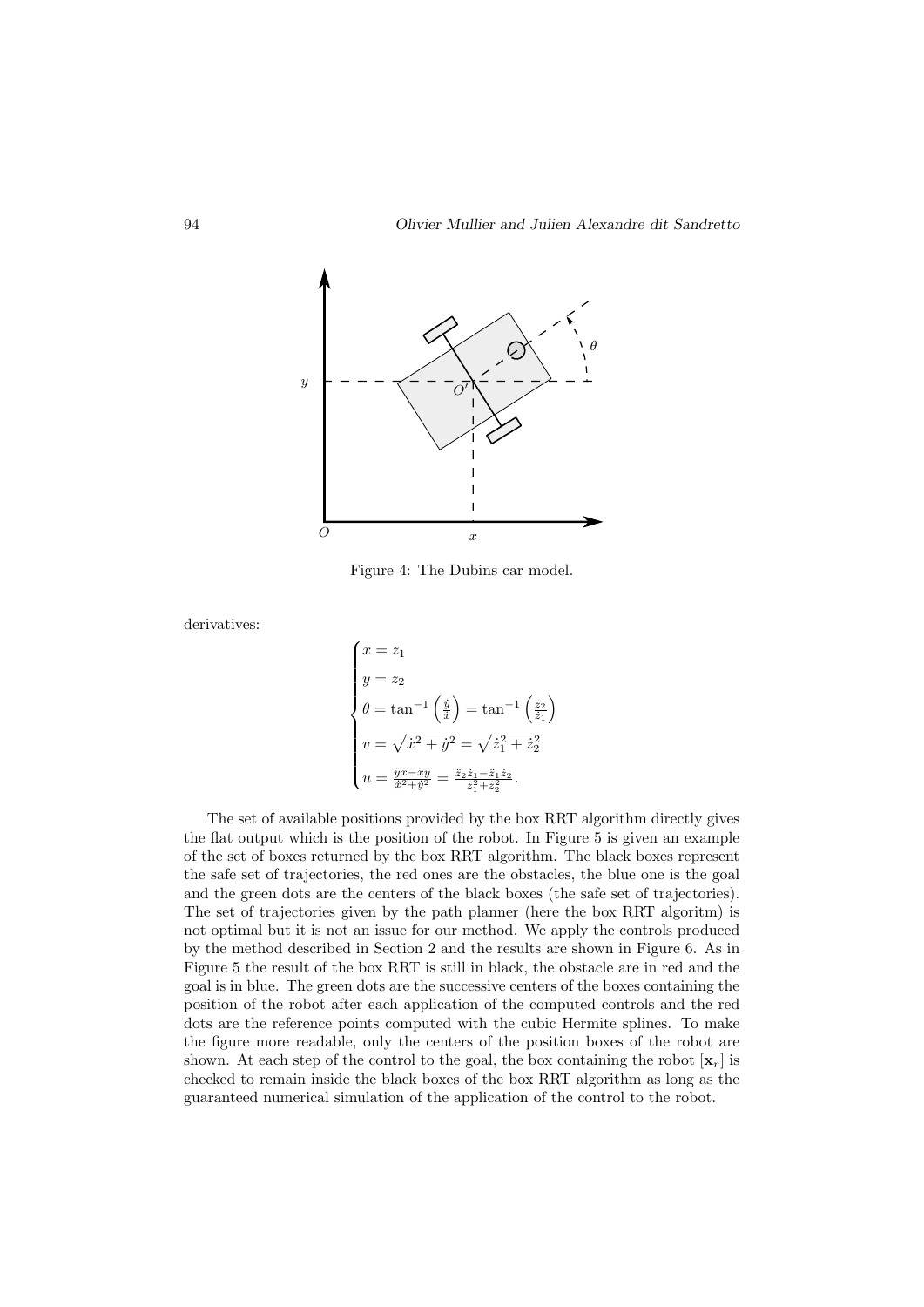Figure 4: The Dubins car model.

derivatives:

$$
\begin{cases}
x = z_1 \\
y = z_2 \\
\theta = \tan^{-1}\left(\frac{\dot{y}}{\dot{x}}\right) = \tan^{-1}\left(\frac{\dot{z}_2}{\dot{z}_1}\right) \\
v = \sqrt{\dot{x}^2 + \dot{y}^2} = \sqrt{\dot{z}_1^2 + \dot{z}_2^2} \\
u = \frac{\ddot{y}\dot{x} - \ddot{x}\dot{y}}{\dot{x}^2 + \dot{y}^2} = \frac{\ddot{z}_2\dot{z}_1 - \ddot{z}_1\dot{z}_2}{\dot{z}_1^2 + \dot{z}_2^2}.
\end{cases}
$$

The set of available positions provided by the box RRT algorithm directly gives the flat output which is the position of the robot. In Figure 5 is given an example of the set of boxes returned by the box RRT algorithm. The black boxes represent the safe set of trajectories, the red ones are the obstacles, the blue one is the goal and the green dots are the centers of the black boxes (the safe set of trajectories). The set of trajectories given by the path planner (here the box RRT algoritm) is not optimal but it is not an issue for our method. We apply the controls produced by the method described in Section 2 and the results are shown in Figure 6. As in Figure 5 the result of the box RRT is still in black, the obstacle are in red and the goal is in blue. The green dots are the successive centers of the boxes containing the position of the robot after each application of the computed controls and the red dots are the reference points computed with the cubic Hermite splines. To make the figure more readable, only the centers of the position boxes of the robot are shown. At each step of the control to the goal, the box containing the robot $[\mathbf{x}_r]$ is checked to remain inside the black boxes of the box RRT algorithm as long as the guaranteed numerical simulation of the application of the control to the robot.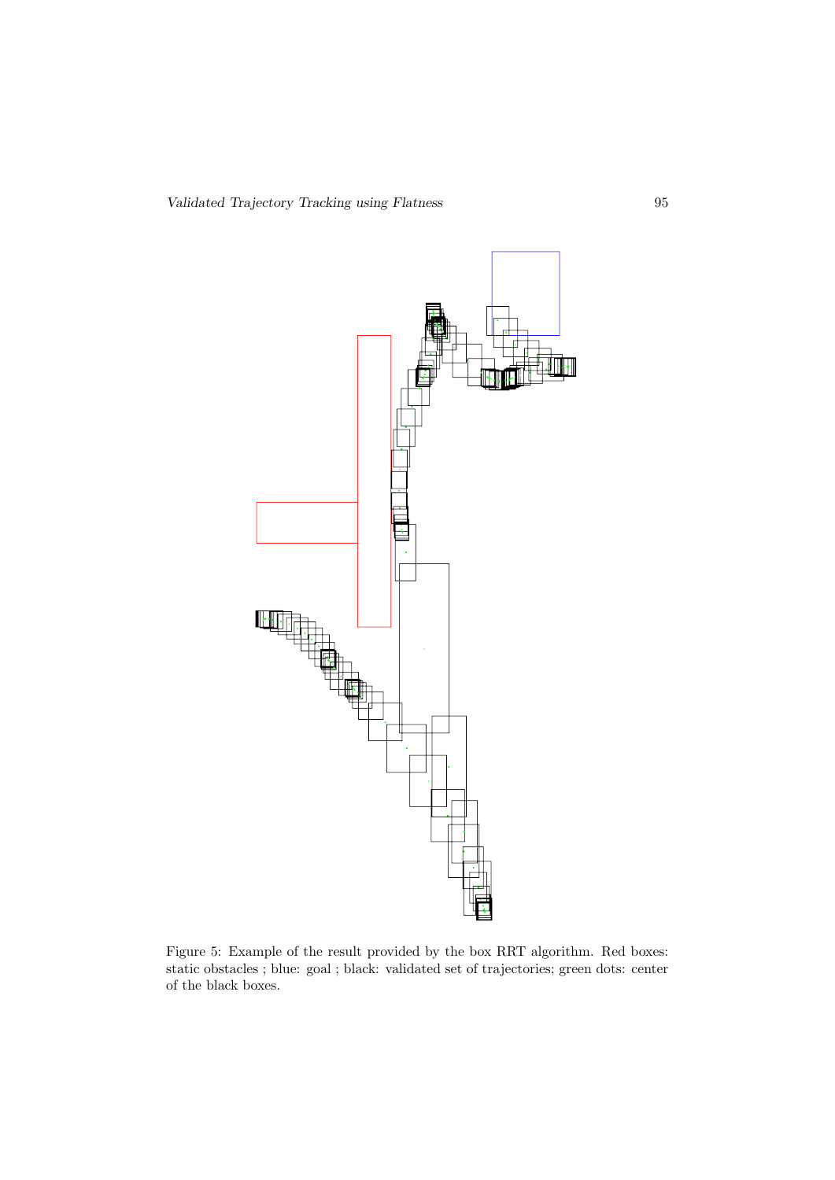Figure 5: Example of the result provided by the box RRT algorithm. Red boxes: static obstacles ; blue: goal ; black: validated set of trajectories; green dots: center of the black boxes.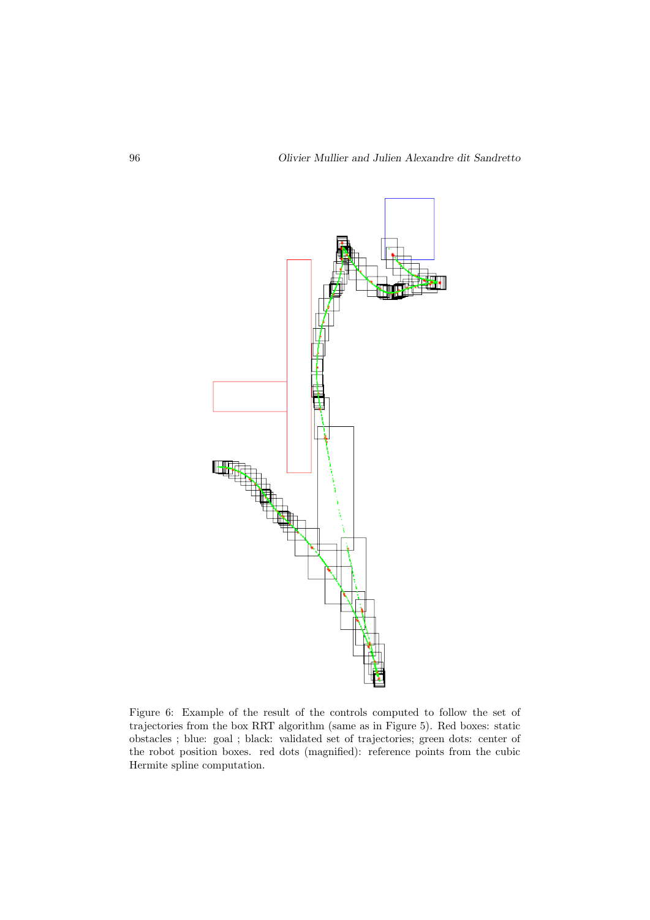Figure 6: Example of the result of the controls computed to follow the set of trajectories from the box RRT algorithm (same as in Figure 5). Red boxes: static obstacles ; blue: goal ; black: validated set of trajectories; green dots: center of the robot position boxes. red dots (magnified): reference points from the cubic Hermite spline computation.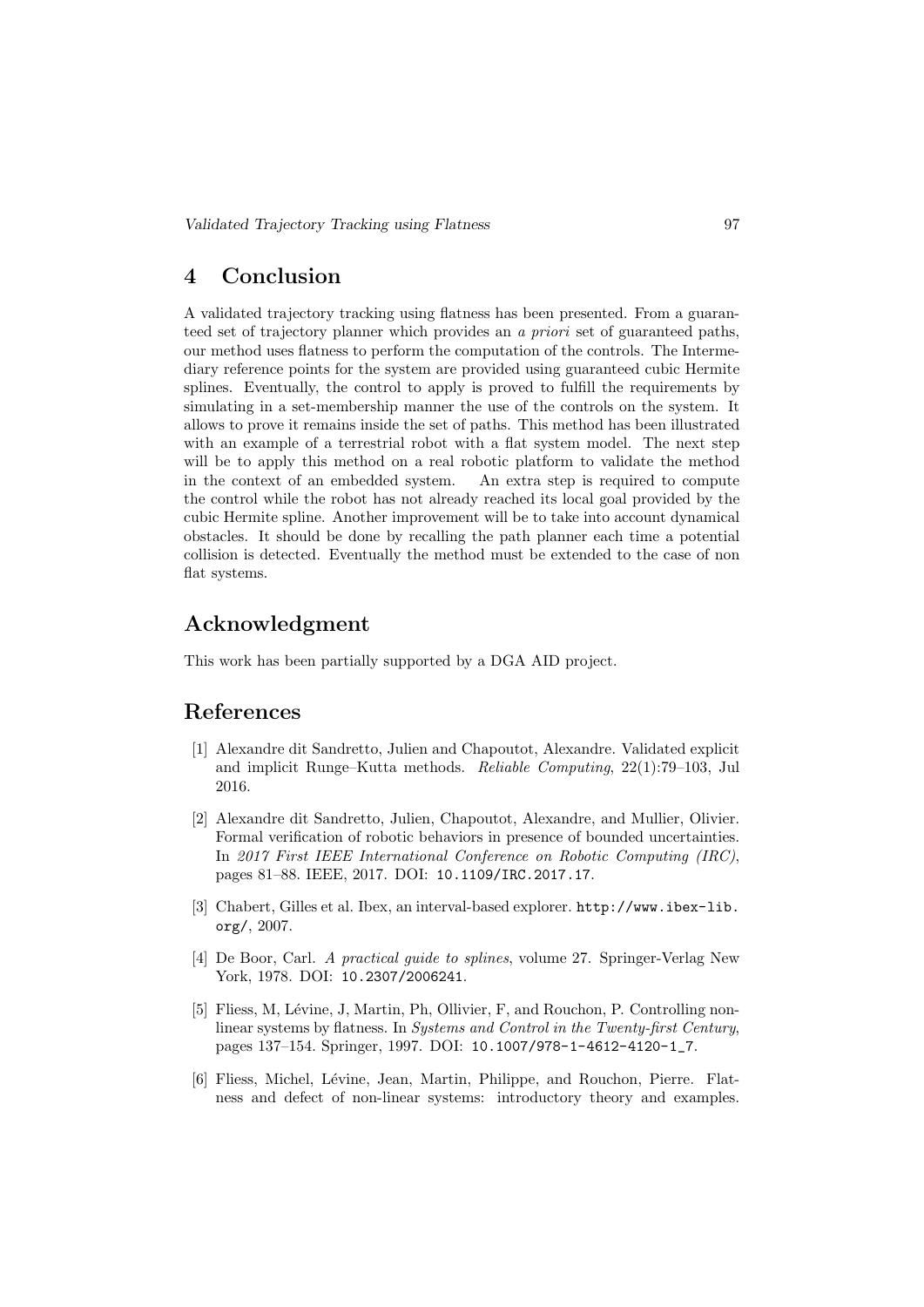## 4 Conclusion

A validated trajectory tracking using flatness has been presented. From a guaranteed set of trajectory planner which provides an *a priori* set of guaranteed paths, our method uses flatness to perform the computation of the controls. The Intermediary reference points for the system are provided using guaranteed cubic Hermite splines. Eventually, the control to apply is proved to fulfill the requirements by simulating in a set-membership manner the use of the controls on the system. It allows to prove it remains inside the set of paths. This method has been illustrated with an example of a terrestrial robot with a flat system model. The next step will be to apply this method on a real robotic platform to validate the method in the context of an embedded system. An extra step is required to compute the control while the robot has not already reached its local goal provided by the cubic Hermite spline. Another improvement will be to take into account dynamical obstacles. It should be done by recalling the path planner each time a potential collision is detected. Eventually the method must be extended to the case of non flat systems.

## Acknowledgment

This work has been partially supported by a DGA AID project.

## References

[1] Alexandre dit Sandretto, Julien and Chapoutot, Alexandre. Validated explicit and implicit Runge–Kutta methods. *Reliable Computing*, 22(1):79–103, Jul 2016.

[2] Alexandre dit Sandretto, Julien, Chapoutot, Alexandre, and Mullier, Olivier. Formal verification of robotic behaviors in presence of bounded uncertainties. In *2017 First IEEE International Conference on Robotic Computing (IRC)*, pages 81–88. IEEE, 2017. DOI: 10.1109/IRC.2017.17.

[3] Chabert, Gilles et al. Ibex, an interval-based explorer. http://www.ibex-lib.org/, 2007.

[4] De Boor, Carl. *A practical guide to splines*, volume 27. Springer-Verlag New York, 1978. DOI: 10.2307/2006241.

[5] Fliess, M, Lévine, J, Martin, Ph, Ollivier, F, and Rouchon, P. Controlling nonlinear systems by flatness. In *Systems and Control in the Twenty-first Century*, pages 137–154. Springer, 1997. DOI: 10.1007/978-1-4612-4120-1_7.

[6] Fliess, Michel, Lévine, Jean, Martin, Philippe, and Rouchon, Pierre. Flatness and defect of non-linear systems: introductory theory and examples.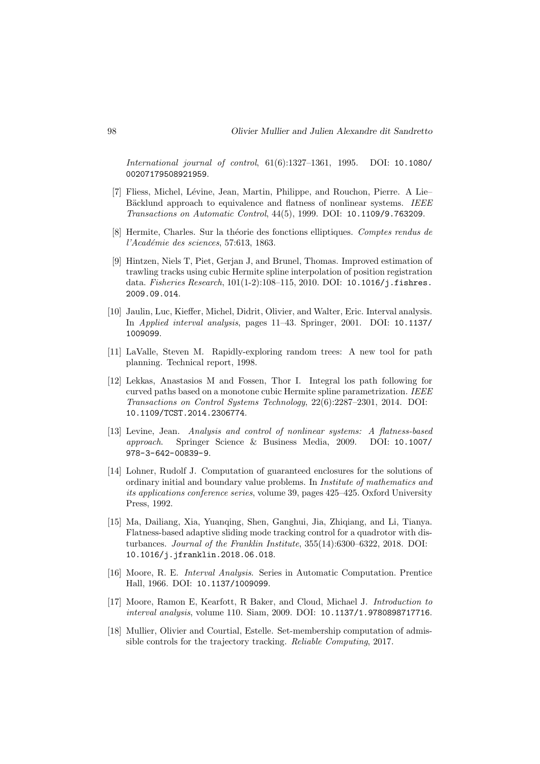*International journal of control*, 61(6):1327–1361, 1995. DOI: 10.1080/00207179508921959.

[7] Fliess, Michel, Lévine, Jean, Martin, Philippe, and Rouchon, Pierre. A Lie–Bäcklund approach to equivalence and flatness of nonlinear systems. *IEEE Transactions on Automatic Control*, 44(5), 1999. DOI: 10.1109/9.763209.

[8] Hermite, Charles. Sur la théorie des fonctions elliptiques. *Comptes rendus de l'Académie des sciences*, 57:613, 1863.

[9] Hintzen, Niels T, Piet, Gerjan J, and Brunel, Thomas. Improved estimation of trawling tracks using cubic Hermite spline interpolation of position registration data. *Fisheries Research*, 101(1-2):108–115, 2010. DOI: 10.1016/j.fishres.2009.09.014.

[10] Jaulin, Luc, Kieffer, Michel, Didrit, Olivier, and Walter, Eric. Interval analysis. In *Applied interval analysis*, pages 11–43. Springer, 2001. DOI: 10.1137/1009099.

[11] LaValle, Steven M. Rapidly-exploring random trees: A new tool for path planning. Technical report, 1998.

[12] Lekkas, Anastasios M and Fossen, Thor I. Integral los path following for curved paths based on a monotone cubic Hermite spline parametrization. *IEEE Transactions on Control Systems Technology*, 22(6):2287–2301, 2014. DOI: 10.1109/TCST.2014.2306774.

[13] Levine, Jean. *Analysis and control of nonlinear systems: A flatness-based approach*. Springer Science & Business Media, 2009. DOI: 10.1007/978-3-642-00839-9.

[14] Lohner, Rudolf J. Computation of guaranteed enclosures for the solutions of ordinary initial and boundary value problems. In *Institute of mathematics and its applications conference series*, volume 39, pages 425–425. Oxford University Press, 1992.

[15] Ma, Dailiang, Xia, Yuanqing, Shen, Ganghui, Jia, Zhiqiang, and Li, Tianya. Flatness-based adaptive sliding mode tracking control for a quadrotor with disturbances. *Journal of the Franklin Institute*, 355(14):6300–6322, 2018. DOI: 10.1016/j.jfranklin.2018.06.018.

[16] Moore, R. E. *Interval Analysis*. Series in Automatic Computation. Prentice Hall, 1966. DOI: 10.1137/1009099.

[17] Moore, Ramon E, Kearfott, R Baker, and Cloud, Michael J. *Introduction to interval analysis*, volume 110. Siam, 2009. DOI: 10.1137/1.9780898717716.

[18] Mullier, Olivier and Courtial, Estelle. Set-membership computation of admissible controls for the trajectory tracking. *Reliable Computing*, 2017.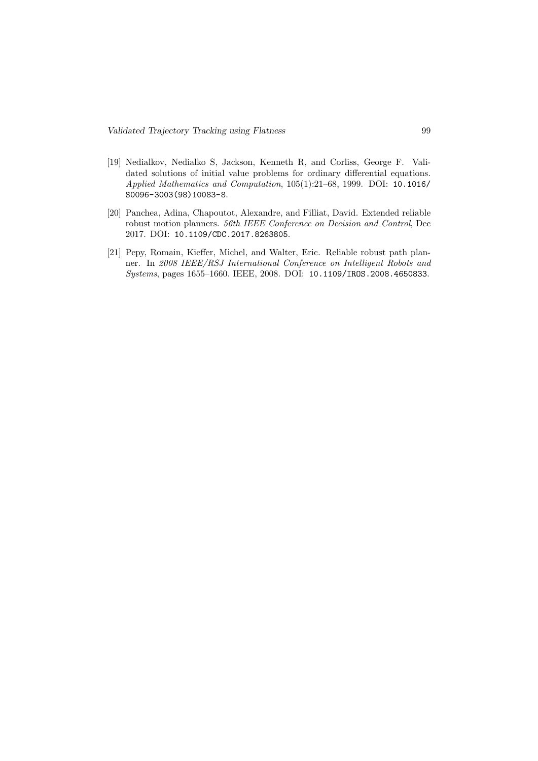[19] Nedialkov, Nedialko S, Jackson, Kenneth R, and Corliss, George F. Validated solutions of initial value problems for ordinary differential equations. *Applied Mathematics and Computation*, 105(1):21–68, 1999. DOI: `10.1016/S0096-3003(98)10083-8`.

[20] Panchea, Adina, Chapoutot, Alexandre, and Filliat, David. Extended reliable robust motion planners. *56th IEEE Conference on Decision and Control*, Dec 2017. DOI: `10.1109/CDC.2017.8263805`.

[21] Pepy, Romain, Kieffer, Michel, and Walter, Eric. Reliable robust path planner. In *2008 IEEE/RSJ International Conference on Intelligent Robots and Systems*, pages 1655–1660. IEEE, 2008. DOI: `10.1109/IROS.2008.4650833`.